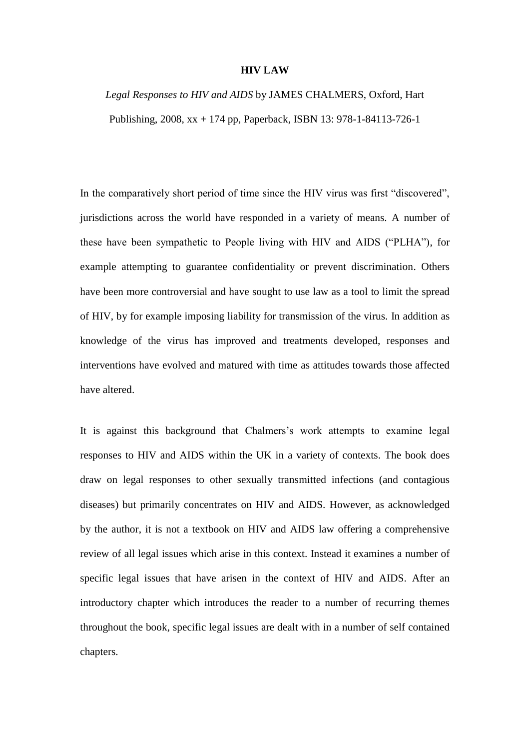# HIV LAW

*Legal Responses to HIV and AIDS* by JAMES CHALMERS, Oxford, Hart Publishing, 2008, xx + 174 pp, Paperback, ISBN 13: 978-1-84113-726-1

In the comparatively short period of time since the HIV virus was first "discovered", jurisdictions across the world have responded in a variety of means. A number of these have been sympathetic to People living with HIV and AIDS ("PLHA"), for example attempting to guarantee confidentiality or prevent discrimination. Others have been more controversial and have sought to use law as a tool to limit the spread of HIV, by for example imposing liability for transmission of the virus. In addition as knowledge of the virus has improved and treatments developed, responses and interventions have evolved and matured with time as attitudes towards those affected have altered.

It is against this background that Chalmers's work attempts to examine legal responses to HIV and AIDS within the UK in a variety of contexts. The book does draw on legal responses to other sexually transmitted infections (and contagious diseases) but primarily concentrates on HIV and AIDS. However, as acknowledged by the author, it is not a textbook on HIV and AIDS law offering a comprehensive review of all legal issues which arise in this context. Instead it examines a number of specific legal issues that have arisen in the context of HIV and AIDS. After an introductory chapter which introduces the reader to a number of recurring themes throughout the book, specific legal issues are dealt with in a number of self contained chapters.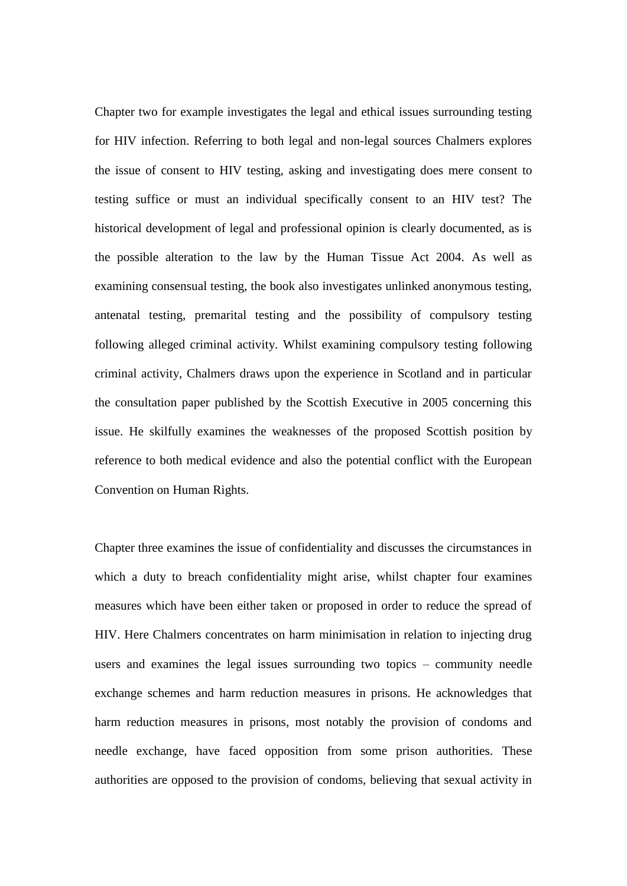Chapter two for example investigates the legal and ethical issues surrounding testing for HIV infection. Referring to both legal and non-legal sources Chalmers explores the issue of consent to HIV testing, asking and investigating does mere consent to testing suffice or must an individual specifically consent to an HIV test? The historical development of legal and professional opinion is clearly documented, as is the possible alteration to the law by the Human Tissue Act 2004. As well as examining consensual testing, the book also investigates unlinked anonymous testing, antenatal testing, premarital testing and the possibility of compulsory testing following alleged criminal activity. Whilst examining compulsory testing following criminal activity, Chalmers draws upon the experience in Scotland and in particular the consultation paper published by the Scottish Executive in 2005 concerning this issue. He skilfully examines the weaknesses of the proposed Scottish position by reference to both medical evidence and also the potential conflict with the European Convention on Human Rights.

Chapter three examines the issue of confidentiality and discusses the circumstances in which a duty to breach confidentiality might arise, whilst chapter four examines measures which have been either taken or proposed in order to reduce the spread of HIV. Here Chalmers concentrates on harm minimisation in relation to injecting drug users and examines the legal issues surrounding two topics – community needle exchange schemes and harm reduction measures in prisons. He acknowledges that harm reduction measures in prisons, most notably the provision of condoms and needle exchange, have faced opposition from some prison authorities. These authorities are opposed to the provision of condoms, believing that sexual activity in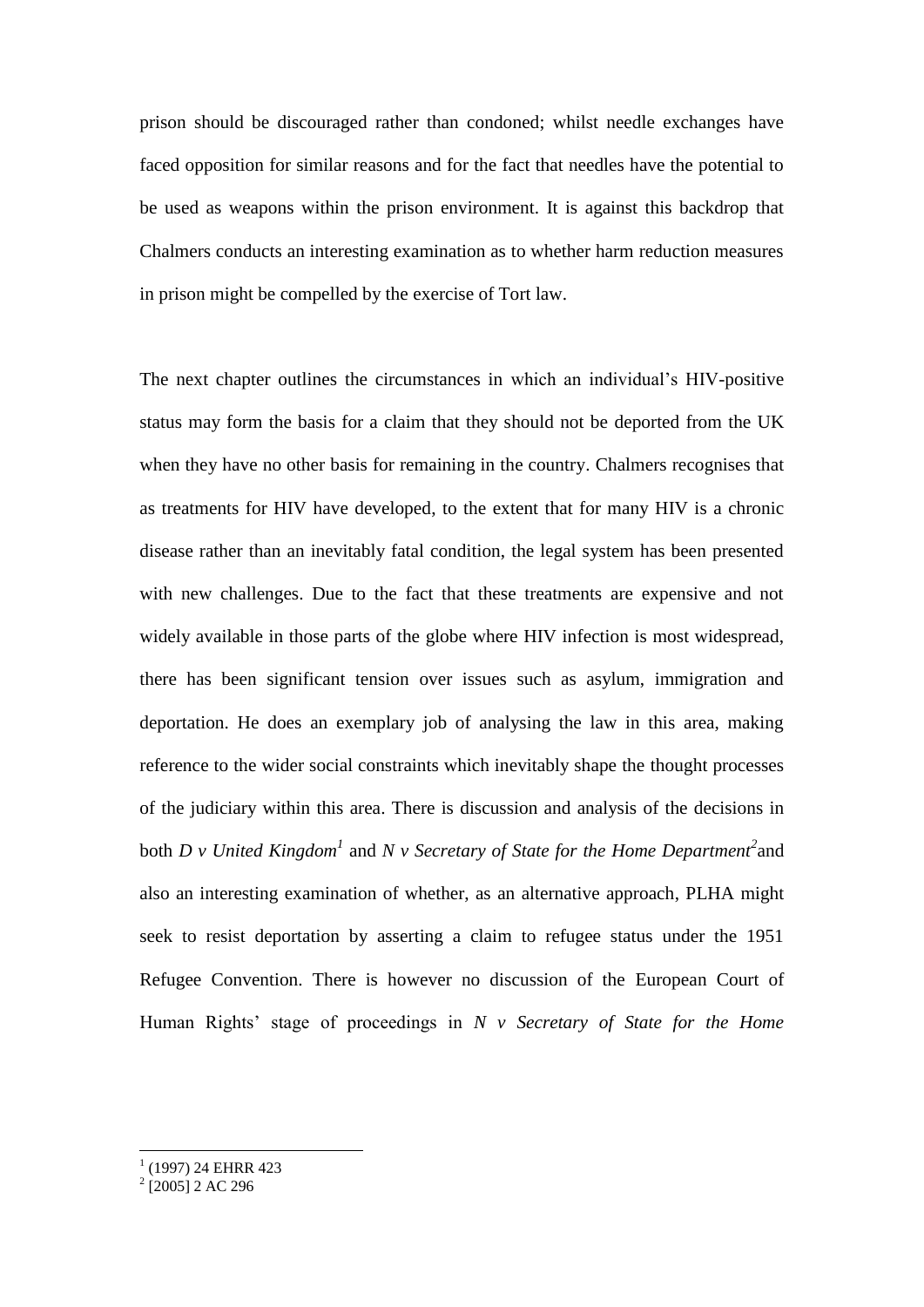prison should be discouraged rather than condoned; whilst needle exchanges have faced opposition for similar reasons and for the fact that needles have the potential to be used as weapons within the prison environment. It is against this backdrop that Chalmers conducts an interesting examination as to whether harm reduction measures in prison might be compelled by the exercise of Tort law.

The next chapter outlines the circumstances in which an individual's HIV-positive status may form the basis for a claim that they should not be deported from the UK when they have no other basis for remaining in the country. Chalmers recognises that as treatments for HIV have developed, to the extent that for many HIV is a chronic disease rather than an inevitably fatal condition, the legal system has been presented with new challenges. Due to the fact that these treatments are expensive and not widely available in those parts of the globe where HIV infection is most widespread, there has been significant tension over issues such as asylum, immigration and deportation. He does an exemplary job of analysing the law in this area, making reference to the wider social constraints which inevitably shape the thought processes of the judiciary within this area. There is discussion and analysis of the decisions in both *D v United Kingdom*[1] and *N v Secretary of State for the Home Department*[2] and also an interesting examination of whether, as an alternative approach, PLHA might seek to resist deportation by asserting a claim to refugee status under the 1951 Refugee Convention. There is however no discussion of the European Court of Human Rights' stage of proceedings in *N v Secretary of State for the Home*

[1] (1997) 24 EHRR 423

[2] [2005] 2 AC 296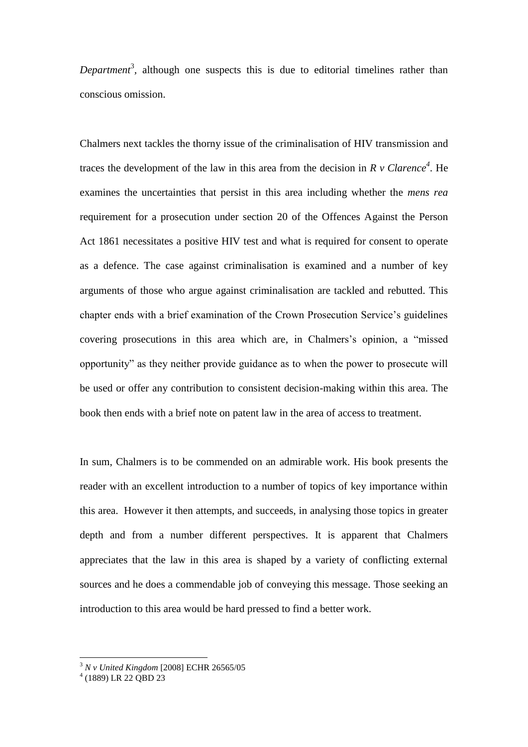*Department*[3], although one suspects this is due to editorial timelines rather than conscious omission.

Chalmers next tackles the thorny issue of the criminalisation of HIV transmission and traces the development of the law in this area from the decision in *R v Clarence*[4]. He examines the uncertainties that persist in this area including whether the *mens rea* requirement for a prosecution under section 20 of the Offences Against the Person Act 1861 necessitates a positive HIV test and what is required for consent to operate as a defence. The case against criminalisation is examined and a number of key arguments of those who argue against criminalisation are tackled and rebutted. This chapter ends with a brief examination of the Crown Prosecution Service's guidelines covering prosecutions in this area which are, in Chalmers's opinion, a "missed opportunity" as they neither provide guidance as to when the power to prosecute will be used or offer any contribution to consistent decision-making within this area. The book then ends with a brief note on patent law in the area of access to treatment.

In sum, Chalmers is to be commended on an admirable work. His book presents the reader with an excellent introduction to a number of topics of key importance within this area. However it then attempts, and succeeds, in analysing those topics in greater depth and from a number different perspectives. It is apparent that Chalmers appreciates that the law in this area is shaped by a variety of conflicting external sources and he does a commendable job of conveying this message. Those seeking an introduction to this area would be hard pressed to find a better work.

---

[3] *N v United Kingdom* [2008] ECHR 26565/05

[4] (1889) LR 22 QBD 23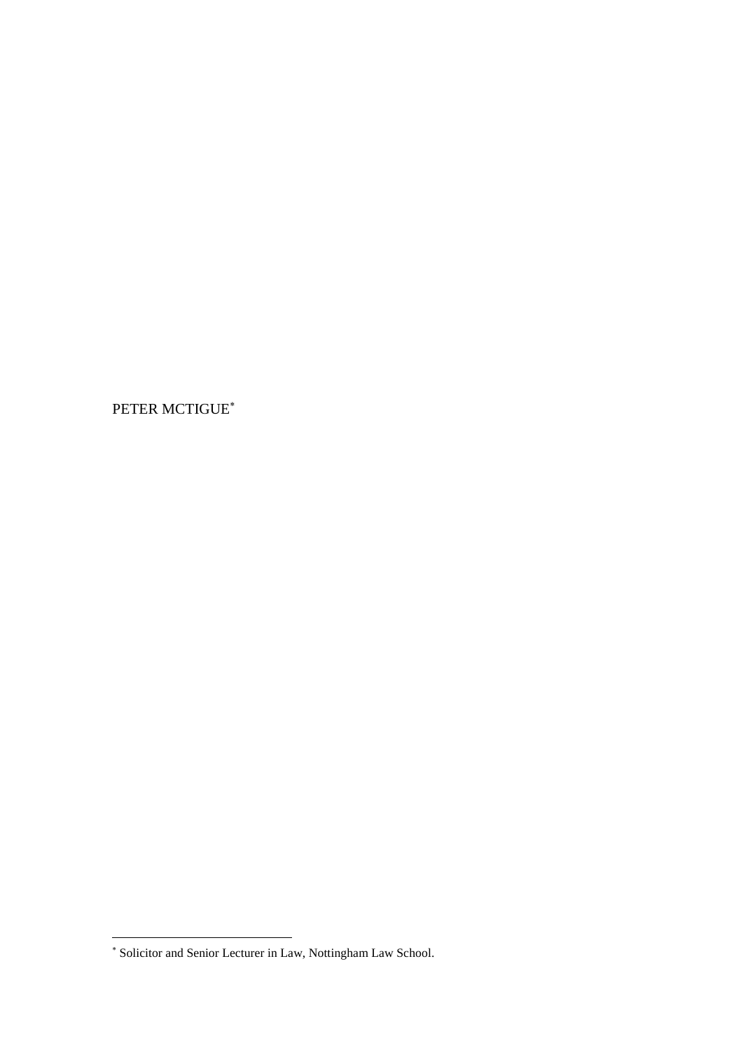PETER MCTIGUE[*]

[*] Solicitor and Senior Lecturer in Law, Nottingham Law School.